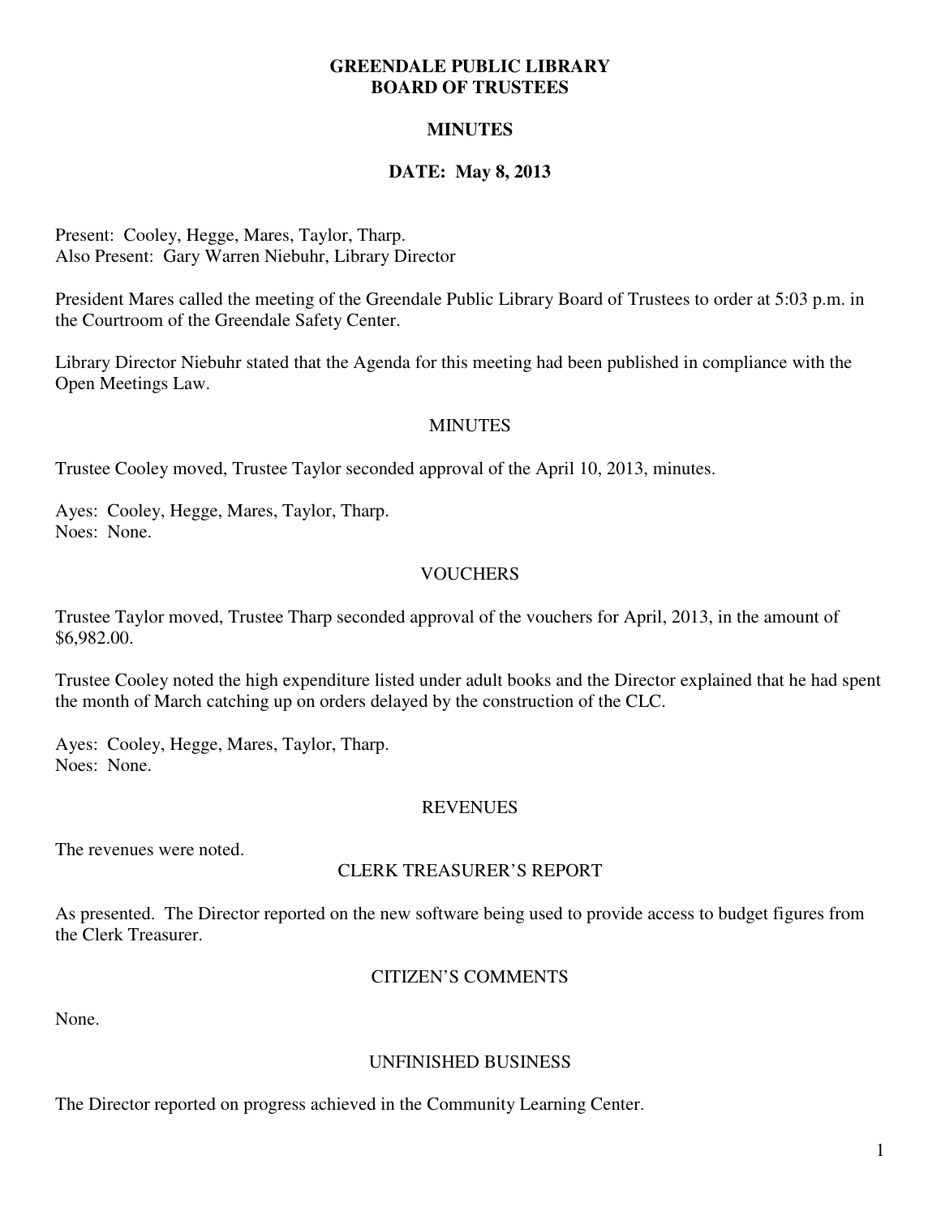# GREENDALE PUBLIC LIBRARY
# BOARD OF TRUSTEES

## MINUTES

## DATE: May 8, 2013

Present: Cooley, Hegge, Mares, Taylor, Tharp.
Also Present: Gary Warren Niebuhr, Library Director

President Mares called the meeting of the Greendale Public Library Board of Trustees to order at 5:03 p.m. in the Courtroom of the Greendale Safety Center.

Library Director Niebuhr stated that the Agenda for this meeting had been published in compliance with the Open Meetings Law.

### MINUTES

Trustee Cooley moved, Trustee Taylor seconded approval of the April 10, 2013, minutes.

Ayes: Cooley, Hegge, Mares, Taylor, Tharp.
Noes: None.

### VOUCHERS

Trustee Taylor moved, Trustee Tharp seconded approval of the vouchers for April, 2013, in the amount of $6,982.00.

Trustee Cooley noted the high expenditure listed under adult books and the Director explained that he had spent the month of March catching up on orders delayed by the construction of the CLC.

Ayes: Cooley, Hegge, Mares, Taylor, Tharp.
Noes: None.

### REVENUES

The revenues were noted.

### CLERK TREASURER'S REPORT

As presented. The Director reported on the new software being used to provide access to budget figures from the Clerk Treasurer.

### CITIZEN'S COMMENTS

None.

### UNFINISHED BUSINESS

The Director reported on progress achieved in the Community Learning Center.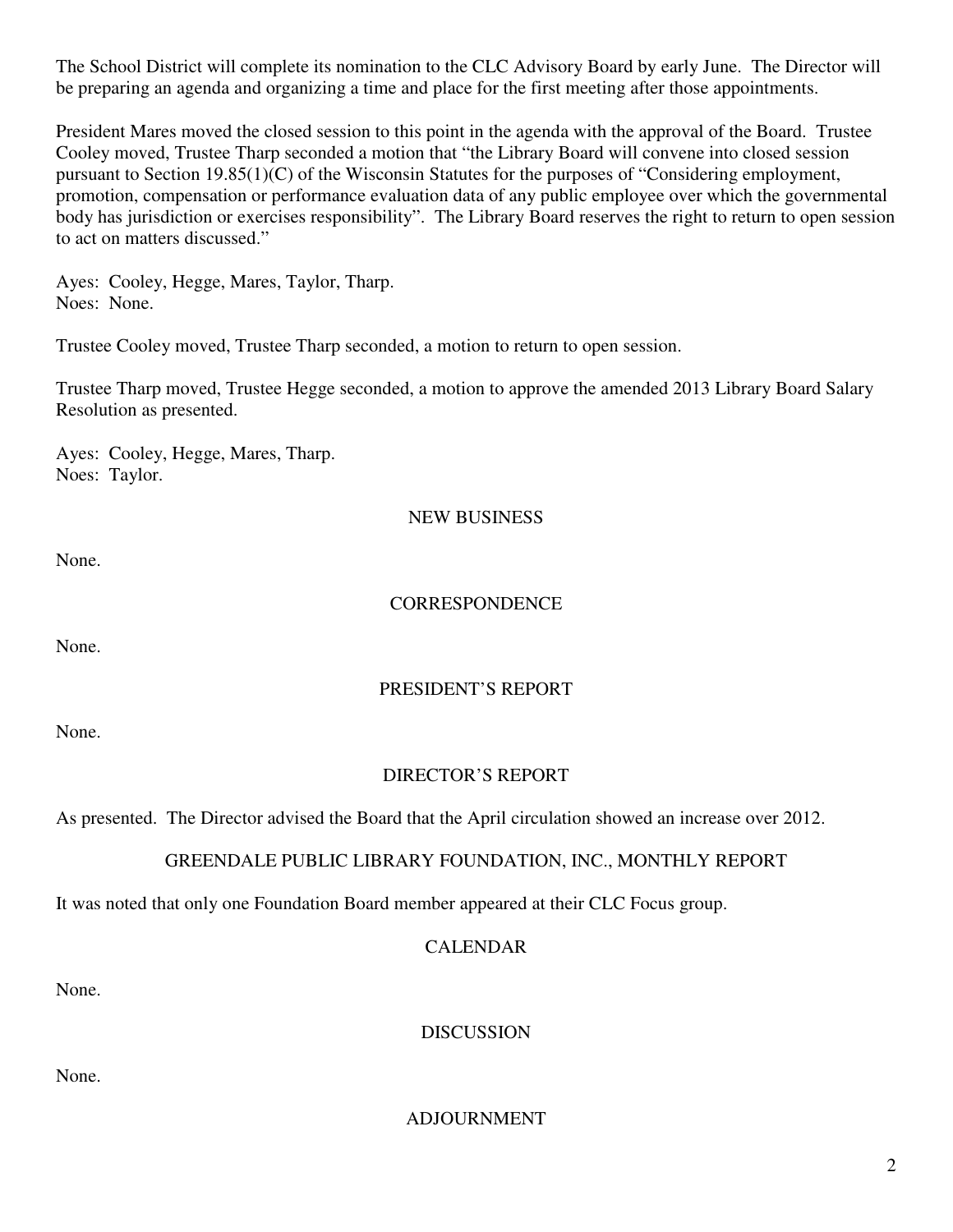The School District will complete its nomination to the CLC Advisory Board by early June. The Director will be preparing an agenda and organizing a time and place for the first meeting after those appointments.

President Mares moved the closed session to this point in the agenda with the approval of the Board. Trustee Cooley moved, Trustee Tharp seconded a motion that "the Library Board will convene into closed session pursuant to Section 19.85(1)(C) of the Wisconsin Statutes for the purposes of "Considering employment, promotion, compensation or performance evaluation data of any public employee over which the governmental body has jurisdiction or exercises responsibility". The Library Board reserves the right to return to open session to act on matters discussed."

Ayes: Cooley, Hegge, Mares, Taylor, Tharp.
Noes: None.

Trustee Cooley moved, Trustee Tharp seconded, a motion to return to open session.

Trustee Tharp moved, Trustee Hegge seconded, a motion to approve the amended 2013 Library Board Salary Resolution as presented.

Ayes: Cooley, Hegge, Mares, Tharp.
Noes: Taylor.

## NEW BUSINESS

None.

## CORRESPONDENCE

None.

## PRESIDENT'S REPORT

None.

## DIRECTOR'S REPORT

As presented. The Director advised the Board that the April circulation showed an increase over 2012.

## GREENDALE PUBLIC LIBRARY FOUNDATION, INC., MONTHLY REPORT

It was noted that only one Foundation Board member appeared at their CLC Focus group.

## CALENDAR

None.

## DISCUSSION

None.

## ADJOURNMENT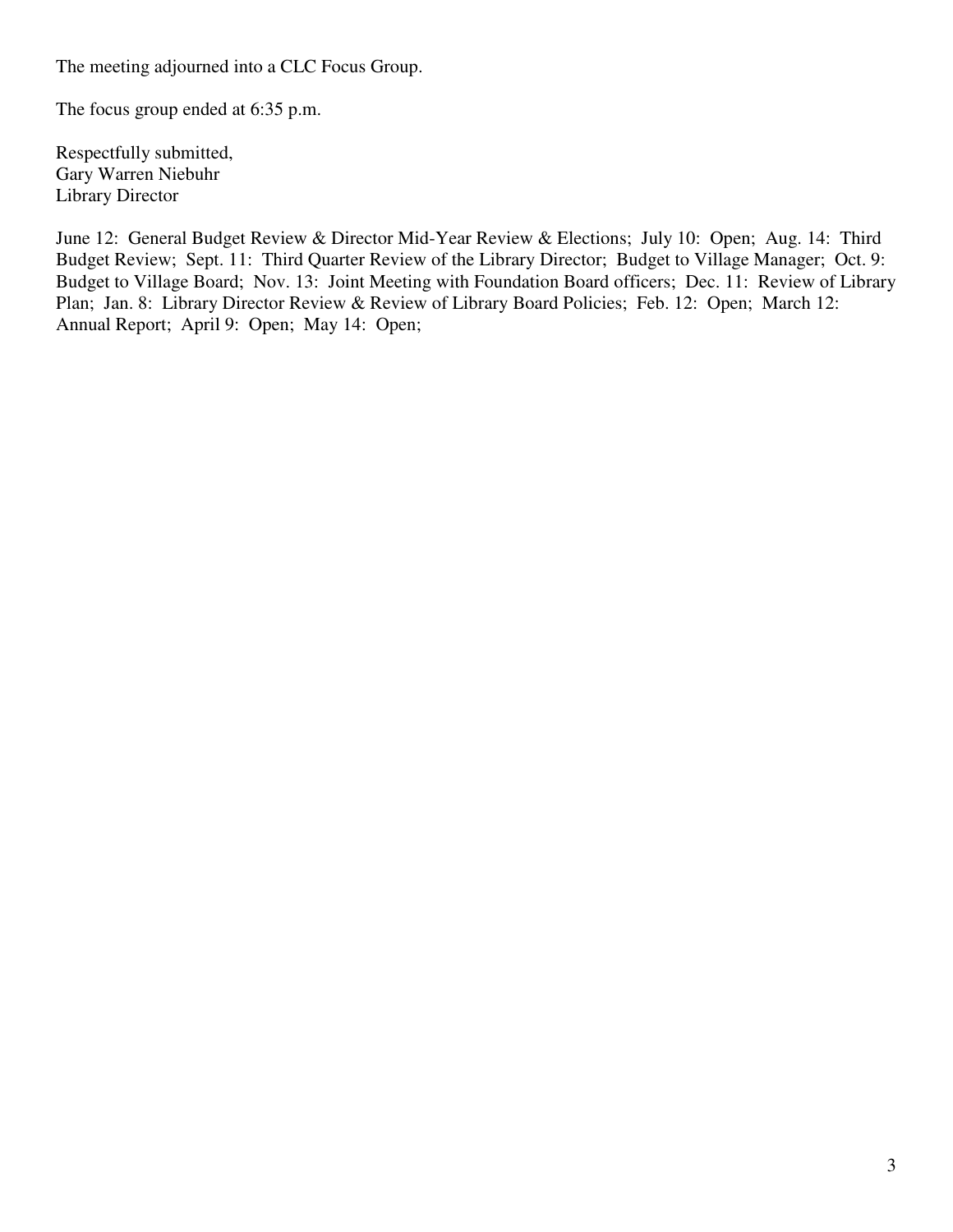The meeting adjourned into a CLC Focus Group.

The focus group ended at 6:35 p.m.

Respectfully submitted,
Gary Warren Niebuhr
Library Director

June 12: General Budget Review & Director Mid-Year Review & Elections; July 10: Open; Aug. 14: Third Budget Review; Sept. 11: Third Quarter Review of the Library Director; Budget to Village Manager; Oct. 9: Budget to Village Board; Nov. 13: Joint Meeting with Foundation Board officers; Dec. 11: Review of Library Plan; Jan. 8: Library Director Review & Review of Library Board Policies; Feb. 12: Open; March 12: Annual Report; April 9: Open; May 14: Open;